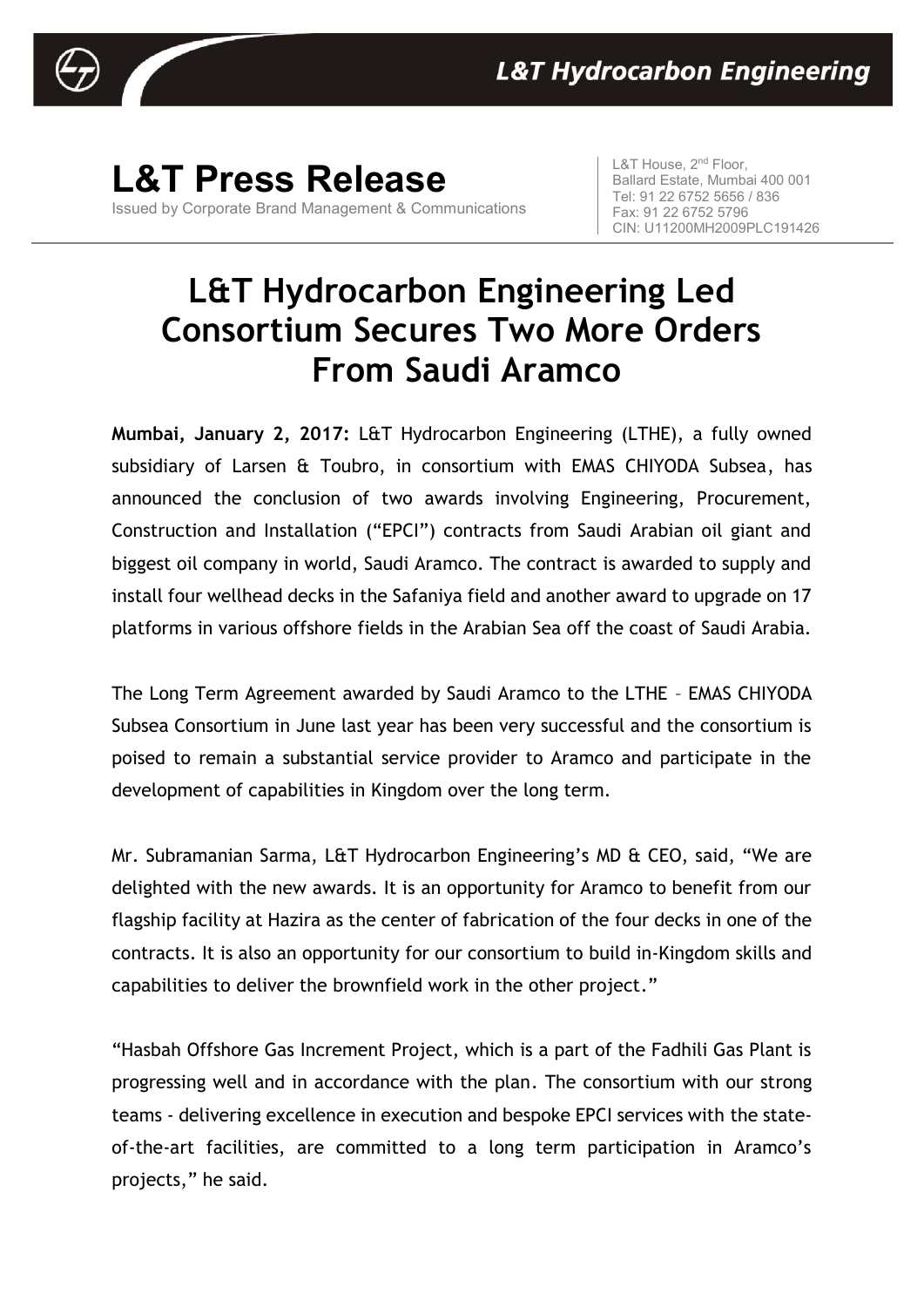# L&T Press Release

Issued by Corporate Brand Management & Communications

L&T House, 2nd Floor,
Ballard Estate, Mumbai 400 001
Tel: 91 22 6752 5656 / 836
Fax: 91 22 6752 5796
CIN: U11200MH2009PLC191426

## L&T Hydrocarbon Engineering Led Consortium Secures Two More Orders From Saudi Aramco

**Mumbai, January 2, 2017:** L&T Hydrocarbon Engineering (LTHE), a fully owned subsidiary of Larsen & Toubro, in consortium with EMAS CHIYODA Subsea, has announced the conclusion of two awards involving Engineering, Procurement, Construction and Installation ("EPCI") contracts from Saudi Arabian oil giant and biggest oil company in world, Saudi Aramco. The contract is awarded to supply and install four wellhead decks in the Safaniya field and another award to upgrade on 17 platforms in various offshore fields in the Arabian Sea off the coast of Saudi Arabia.

The Long Term Agreement awarded by Saudi Aramco to the LTHE – EMAS CHIYODA Subsea Consortium in June last year has been very successful and the consortium is poised to remain a substantial service provider to Aramco and participate in the development of capabilities in Kingdom over the long term.

Mr. Subramanian Sarma, L&T Hydrocarbon Engineering's MD & CEO, said, "We are delighted with the new awards. It is an opportunity for Aramco to benefit from our flagship facility at Hazira as the center of fabrication of the four decks in one of the contracts. It is also an opportunity for our consortium to build in-Kingdom skills and capabilities to deliver the brownfield work in the other project."

"Hasbah Offshore Gas Increment Project, which is a part of the Fadhili Gas Plant is progressing well and in accordance with the plan. The consortium with our strong teams - delivering excellence in execution and bespoke EPCI services with the state-of-the-art facilities, are committed to a long term participation in Aramco's projects," he said.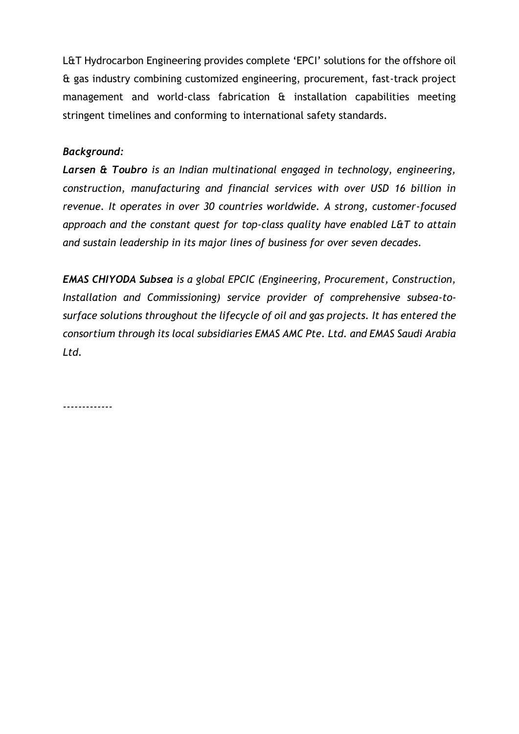L&T Hydrocarbon Engineering provides complete 'EPCI' solutions for the offshore oil & gas industry combining customized engineering, procurement, fast-track project management and world-class fabrication & installation capabilities meeting stringent timelines and conforming to international safety standards.

***Background:***

***Larsen & Toubro*** *is an Indian multinational engaged in technology, engineering, construction, manufacturing and financial services with over USD 16 billion in revenue. It operates in over 30 countries worldwide. A strong, customer-focused approach and the constant quest for top-class quality have enabled L&T to attain and sustain leadership in its major lines of business for over seven decades.*

***EMAS CHIYODA Subsea*** *is a global EPCIC (Engineering, Procurement, Construction, Installation and Commissioning) service provider of comprehensive subsea-to-surface solutions throughout the lifecycle of oil and gas projects. It has entered the consortium through its local subsidiaries EMAS AMC Pte. Ltd. and EMAS Saudi Arabia Ltd.*

-------------